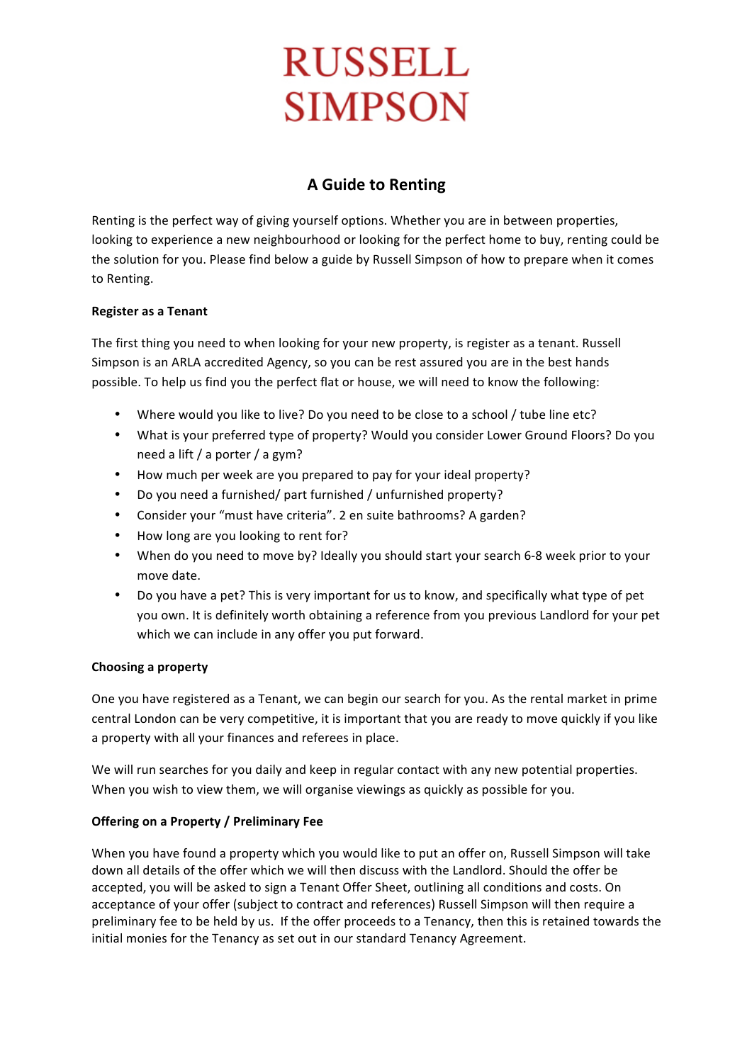# RUSSELL SIMPSON

## A Guide to Renting

Renting is the perfect way of giving yourself options. Whether you are in between properties, looking to experience a new neighbourhood or looking for the perfect home to buy, renting could be the solution for you. Please find below a guide by Russell Simpson of how to prepare when it comes to Renting.

**Register as a Tenant**

The first thing you need to when looking for your new property, is register as a tenant. Russell Simpson is an ARLA accredited Agency, so you can be rest assured you are in the best hands possible. To help us find you the perfect flat or house, we will need to know the following:

- Where would you like to live? Do you need to be close to a school / tube line etc?
- What is your preferred type of property? Would you consider Lower Ground Floors? Do you need a lift / a porter / a gym?
- How much per week are you prepared to pay for your ideal property?
- Do you need a furnished/ part furnished / unfurnished property?
- Consider your "must have criteria". 2 en suite bathrooms? A garden?
- How long are you looking to rent for?
- When do you need to move by? Ideally you should start your search 6-8 week prior to your move date.
- Do you have a pet? This is very important for us to know, and specifically what type of pet you own. It is definitely worth obtaining a reference from you previous Landlord for your pet which we can include in any offer you put forward.

**Choosing a property**

One you have registered as a Tenant, we can begin our search for you. As the rental market in prime central London can be very competitive, it is important that you are ready to move quickly if you like a property with all your finances and referees in place.

We will run searches for you daily and keep in regular contact with any new potential properties. When you wish to view them, we will organise viewings as quickly as possible for you.

**Offering on a Property / Preliminary Fee**

When you have found a property which you would like to put an offer on, Russell Simpson will take down all details of the offer which we will then discuss with the Landlord. Should the offer be accepted, you will be asked to sign a Tenant Offer Sheet, outlining all conditions and costs. On acceptance of your offer (subject to contract and references) Russell Simpson will then require a preliminary fee to be held by us. If the offer proceeds to a Tenancy, then this is retained towards the initial monies for the Tenancy as set out in our standard Tenancy Agreement.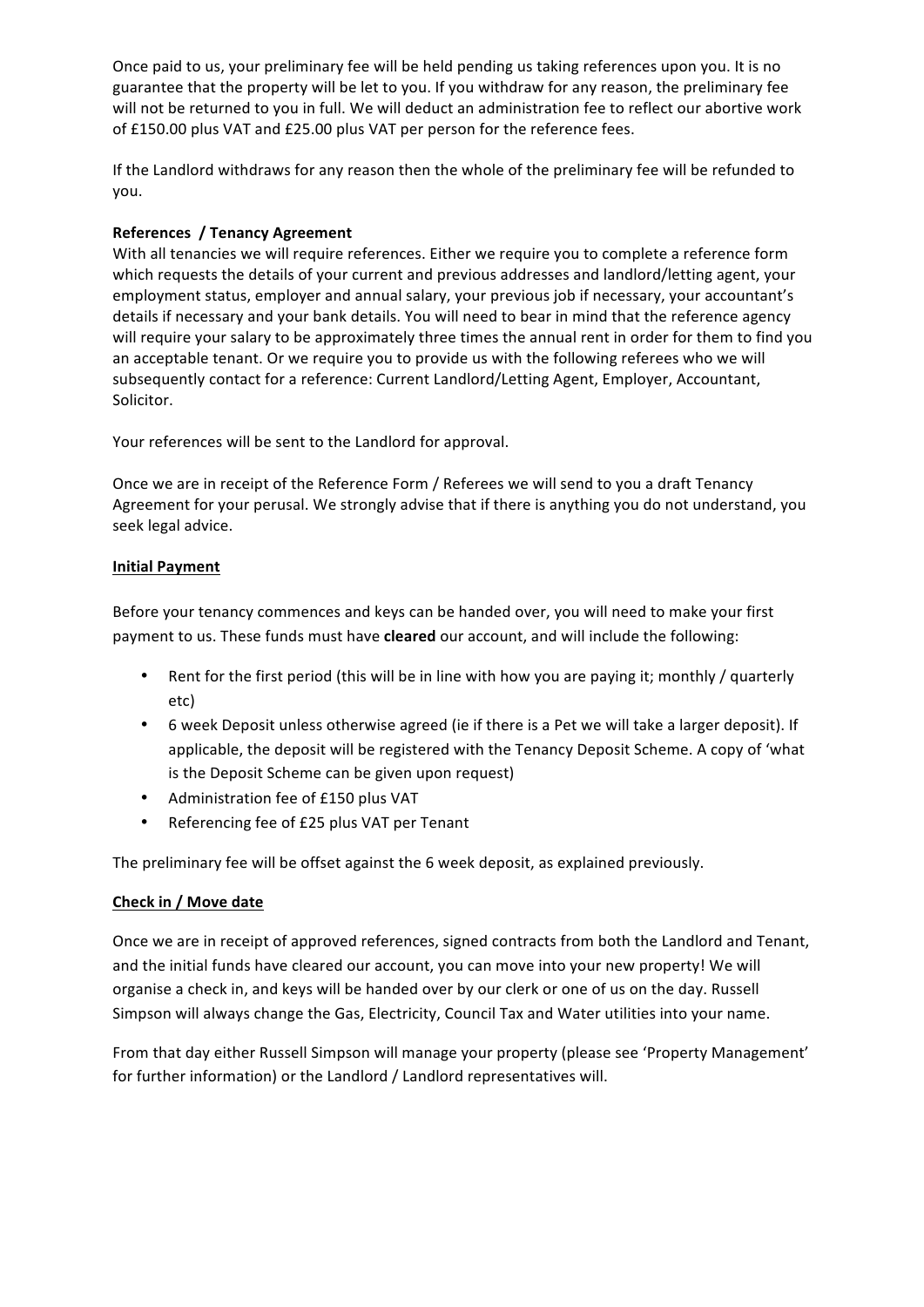Once paid to us, your preliminary fee will be held pending us taking references upon you. It is no guarantee that the property will be let to you. If you withdraw for any reason, the preliminary fee will not be returned to you in full. We will deduct an administration fee to reflect our abortive work of £150.00 plus VAT and £25.00 plus VAT per person for the reference fees.

If the Landlord withdraws for any reason then the whole of the preliminary fee will be refunded to you.

**References / Tenancy Agreement**

With all tenancies we will require references. Either we require you to complete a reference form which requests the details of your current and previous addresses and landlord/letting agent, your employment status, employer and annual salary, your previous job if necessary, your accountant's details if necessary and your bank details. You will need to bear in mind that the reference agency will require your salary to be approximately three times the annual rent in order for them to find you an acceptable tenant. Or we require you to provide us with the following referees who we will subsequently contact for a reference: Current Landlord/Letting Agent, Employer, Accountant, Solicitor.

Your references will be sent to the Landlord for approval.

Once we are in receipt of the Reference Form / Referees we will send to you a draft Tenancy Agreement for your perusal. We strongly advise that if there is anything you do not understand, you seek legal advice.

**Initial Payment**

Before your tenancy commences and keys can be handed over, you will need to make your first payment to us. These funds must have **cleared** our account, and will include the following:

- Rent for the first period (this will be in line with how you are paying it; monthly / quarterly etc)
- 6 week Deposit unless otherwise agreed (ie if there is a Pet we will take a larger deposit). If applicable, the deposit will be registered with the Tenancy Deposit Scheme. A copy of 'what is the Deposit Scheme can be given upon request)
- Administration fee of £150 plus VAT
- Referencing fee of £25 plus VAT per Tenant

The preliminary fee will be offset against the 6 week deposit, as explained previously.

**Check in / Move date**

Once we are in receipt of approved references, signed contracts from both the Landlord and Tenant, and the initial funds have cleared our account, you can move into your new property! We will organise a check in, and keys will be handed over by our clerk or one of us on the day. Russell Simpson will always change the Gas, Electricity, Council Tax and Water utilities into your name.

From that day either Russell Simpson will manage your property (please see 'Property Management' for further information) or the Landlord / Landlord representatives will.